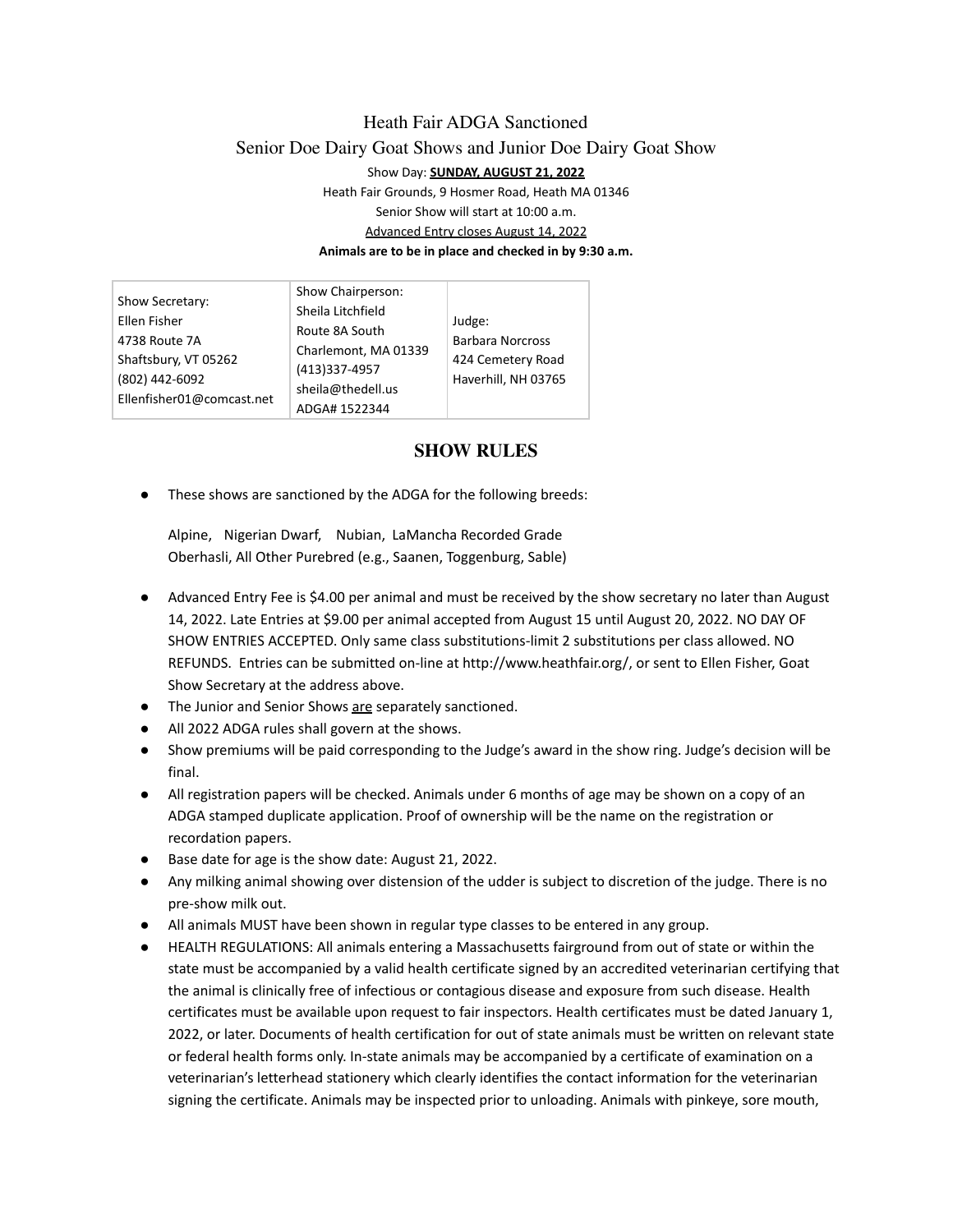# Heath Fair ADGA Sanctioned

## Senior Doe Dairy Goat Shows and Junior Doe Dairy Goat Show

Show Day: **SUNDAY, AUGUST 21, 2022**

Heath Fair Grounds, 9 Hosmer Road, Heath MA 01346

Senior Show will start at 10:00 a.m.

Advanced Entry closes August 14, 2022

**Animals are to be in place and checked in by 9:30 a.m.**

| Show Secretary: Ellen Fisher 4738 Route 7A Shaftsbury, VT 05262 (802) 442-6092 Ellenfisher01@comcast.net | Show Chairperson: Sheila Litchfield Route 8A South Charlemont, MA 01339 (413)337-4957 sheila@thedell.us ADGA# 1522344 | Judge: Barbara Norcross 424 Cemetery Road Haverhill, NH 03765 |
|---|---|---|

## SHOW RULES

- These shows are sanctioned by the ADGA for the following breeds:

  Alpine, Nigerian Dwarf, Nubian, LaMancha Recorded Grade
  Oberhasli, All Other Purebred (e.g., Saanen, Toggenburg, Sable)

- Advanced Entry Fee is $4.00 per animal and must be received by the show secretary no later than August 14, 2022. Late Entries at $9.00 per animal accepted from August 15 until August 20, 2022. NO DAY OF SHOW ENTRIES ACCEPTED. Only same class substitutions-limit 2 substitutions per class allowed. NO REFUNDS. Entries can be submitted on-line at http://www.heathfair.org/, or sent to Ellen Fisher, Goat Show Secretary at the address above.
- The Junior and Senior Shows are separately sanctioned.
- All 2022 ADGA rules shall govern at the shows.
- Show premiums will be paid corresponding to the Judge's award in the show ring. Judge's decision will be final.
- All registration papers will be checked. Animals under 6 months of age may be shown on a copy of an ADGA stamped duplicate application. Proof of ownership will be the name on the registration or recordation papers.
- Base date for age is the show date: August 21, 2022.
- Any milking animal showing over distension of the udder is subject to discretion of the judge. There is no pre-show milk out.
- All animals MUST have been shown in regular type classes to be entered in any group.
- HEALTH REGULATIONS: All animals entering a Massachusetts fairground from out of state or within the state must be accompanied by a valid health certificate signed by an accredited veterinarian certifying that the animal is clinically free of infectious or contagious disease and exposure from such disease. Health certificates must be available upon request to fair inspectors. Health certificates must be dated January 1, 2022, or later. Documents of health certification for out of state animals must be written on relevant state or federal health forms only. In-state animals may be accompanied by a certificate of examination on a veterinarian's letterhead stationery which clearly identifies the contact information for the veterinarian signing the certificate. Animals may be inspected prior to unloading. Animals with pinkeye, sore mouth,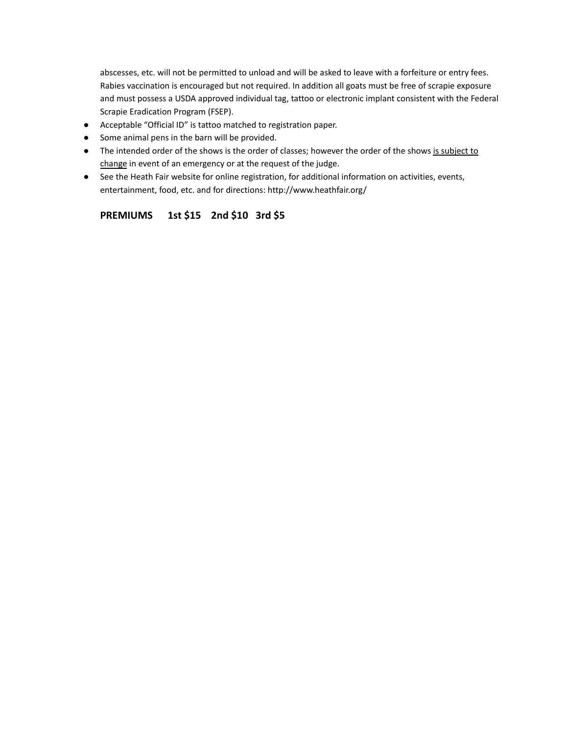abscesses, etc. will not be permitted to unload and will be asked to leave with a forfeiture or entry fees. Rabies vaccination is encouraged but not required. In addition all goats must be free of scrapie exposure and must possess a USDA approved individual tag, tattoo or electronic implant consistent with the Federal Scrapie Eradication Program (FSEP).

- Acceptable "Official ID" is tattoo matched to registration paper.
- Some animal pens in the barn will be provided.
- The intended order of the shows is the order of classes; however the order of the shows is subject to change in event of an emergency or at the request of the judge.
- See the Heath Fair website for online registration, for additional information on activities, events, entertainment, food, etc. and for directions: http://www.heathfair.org/

**PREMIUMS   1st $15   2nd $10   3rd $5**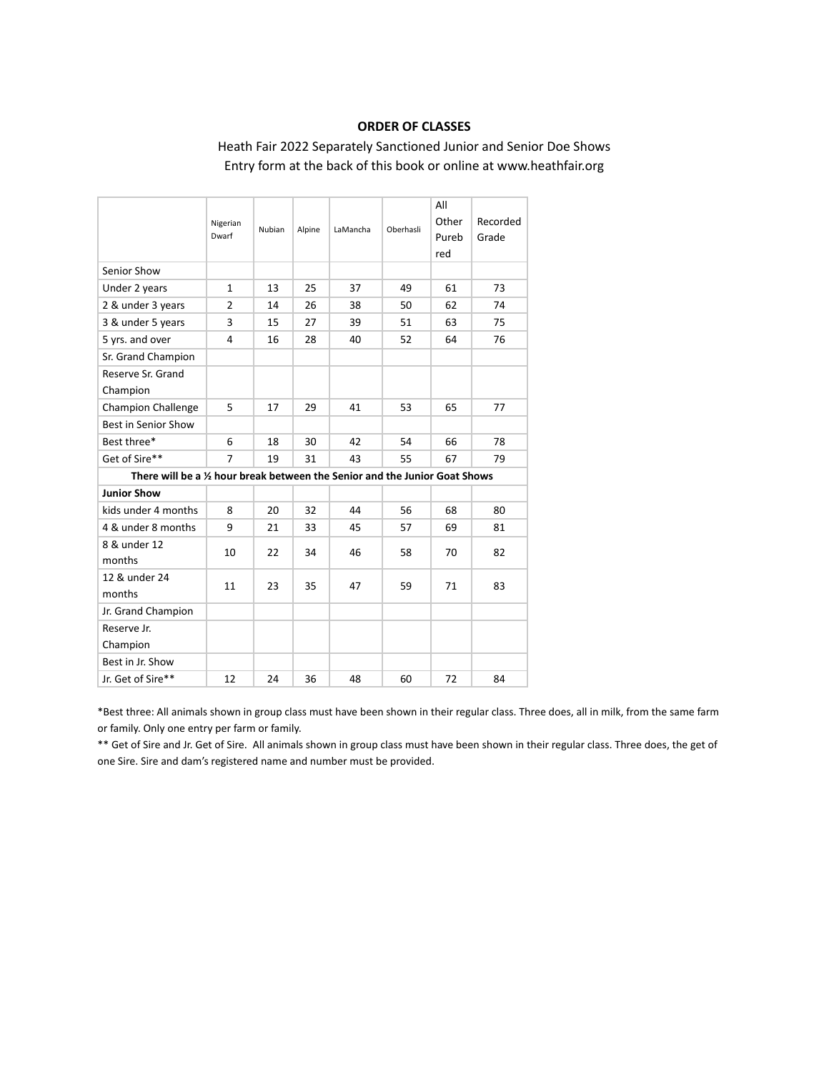## ORDER OF CLASSES

Heath Fair 2022 Separately Sanctioned Junior and Senior Doe Shows
Entry form at the back of this book or online at www.heathfair.org

| | Nigerian Dwarf | Nubian | Alpine | LaMancha | Oberhasli | All Other Purebred | Recorded Grade |
|---|---|---|---|---|---|---|---|
| Senior Show | | | | | | | |
| Under 2 years | 1 | 13 | 25 | 37 | 49 | 61 | 73 |
| 2 & under 3 years | 2 | 14 | 26 | 38 | 50 | 62 | 74 |
| 3 & under 5 years | 3 | 15 | 27 | 39 | 51 | 63 | 75 |
| 5 yrs. and over | 4 | 16 | 28 | 40 | 52 | 64 | 76 |
| Sr. Grand Champion | | | | | | | |
| Reserve Sr. Grand Champion | | | | | | | |
| Champion Challenge | 5 | 17 | 29 | 41 | 53 | 65 | 77 |
| Best in Senior Show | | | | | | | |
| Best three* | 6 | 18 | 30 | 42 | 54 | 66 | 78 |
| Get of Sire** | 7 | 19 | 31 | 43 | 55 | 67 | 79 |
| **There will be a ½ hour break between the Senior and the Junior Goat Shows** | | | | | | | |
| **Junior Show** | | | | | | | |
| kids under 4 months | 8 | 20 | 32 | 44 | 56 | 68 | 80 |
| 4 & under 8 months | 9 | 21 | 33 | 45 | 57 | 69 | 81 |
| 8 & under 12 months | 10 | 22 | 34 | 46 | 58 | 70 | 82 |
| 12 & under 24 months | 11 | 23 | 35 | 47 | 59 | 71 | 83 |
| Jr. Grand Champion | | | | | | | |
| Reserve Jr. Champion | | | | | | | |
| Best in Jr. Show | | | | | | | |
| Jr. Get of Sire** | 12 | 24 | 36 | 48 | 60 | 72 | 84 |

*Best three: All animals shown in group class must have been shown in their regular class. Three does, all in milk, from the same farm or family. Only one entry per farm or family.

** Get of Sire and Jr. Get of Sire. All animals shown in group class must have been shown in their regular class. Three does, the get of one Sire. Sire and dam's registered name and number must be provided.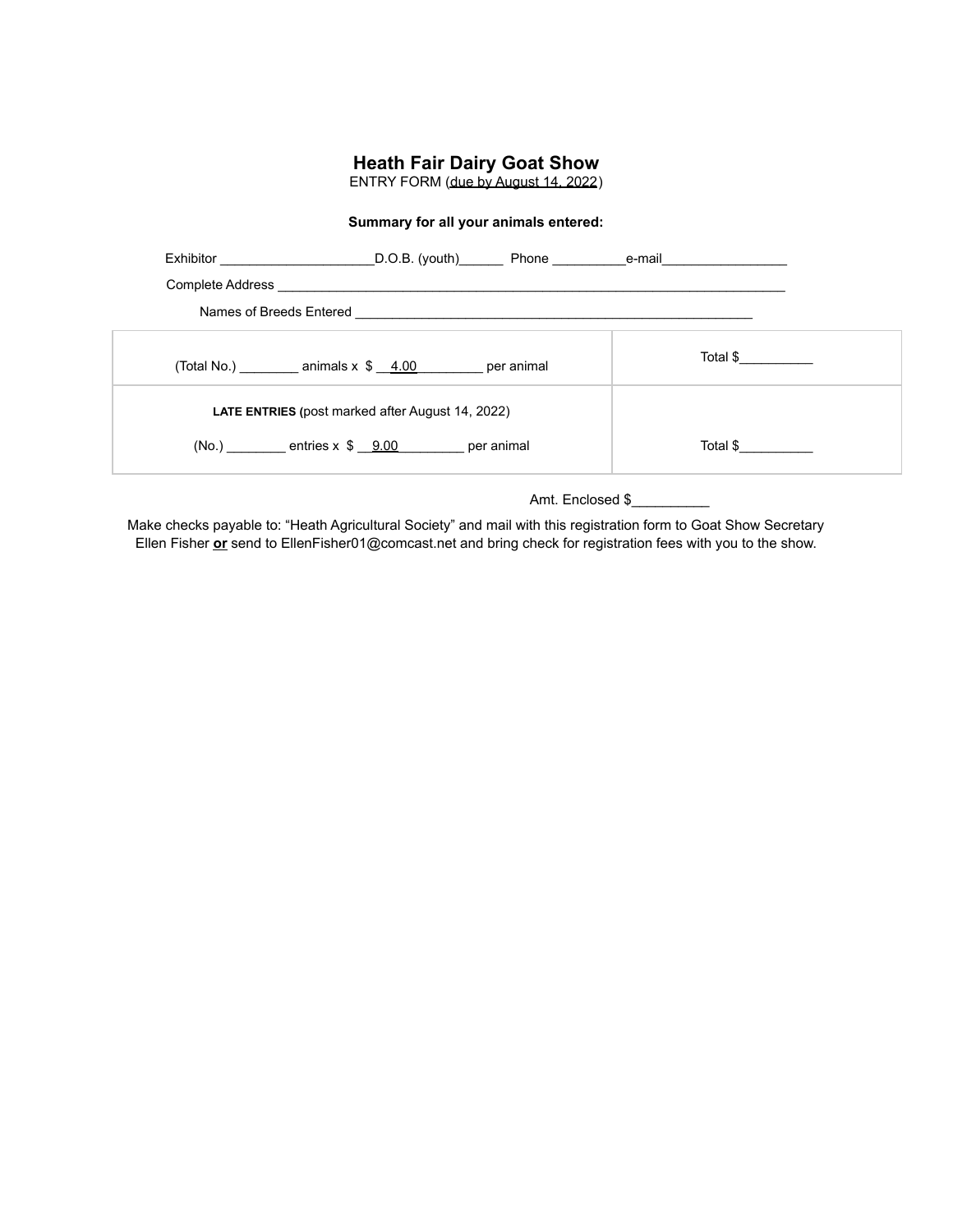## Heath Fair Dairy Goat Show

ENTRY FORM (due by August 14, 2022)

**Summary for all your animals entered:**

Exhibitor ____________________D.O.B. (youth)______ Phone __________e-mail_________________

Complete Address ________________________________________________________________________

Names of Breeds Entered ______________________________________________________

| | |
|---|---|
| (Total No.) ________ animals x $ __4.00_________ per animal | Total $__________ |
| **LATE ENTRIES** (post marked after August 14, 2022)<br>(No.) ________ entries x $ __9.00_________ per animal | Total $__________ |

Amt. Enclosed $__________

Make checks payable to: "Heath Agricultural Society" and mail with this registration form to Goat Show Secretary Ellen Fisher **or** send to EllenFisher01@comcast.net and bring check for registration fees with you to the show.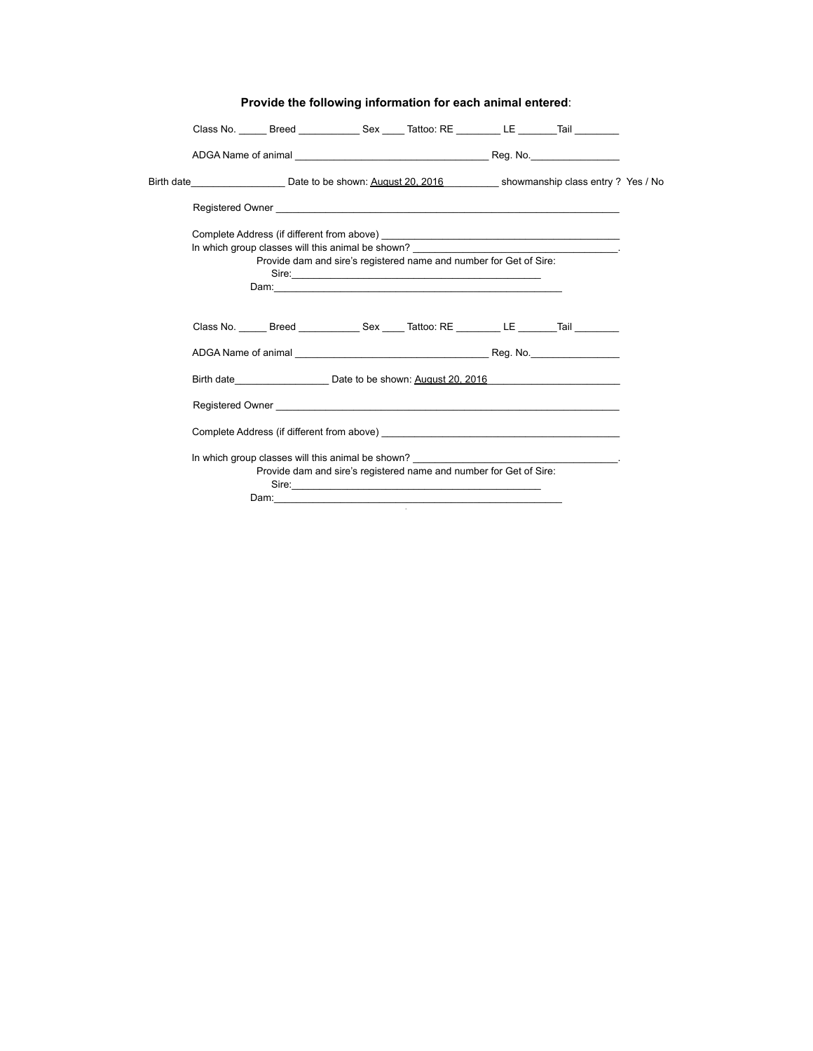**Provide the following information for each animal entered**:

Class No. _____ Breed ___________ Sex ____ Tattoo: RE ________ LE _______Tail ________

ADGA Name of animal ___________________________________ Reg. No.________________

Birth date_________________ Date to be shown: August 20, 2016__________ showmanship class entry ? Yes / No

Registered Owner _________________________________________________________________

Complete Address (if different from above) ___________________________________________

In which group classes will this animal be shown? _____________________________________.

Provide dam and sire's registered name and number for Get of Sire:

Sire:_______________________________________________

Dam:_____________________________________________________

Class No. _____ Breed ___________ Sex ____ Tattoo: RE ________ LE _______Tail ________

ADGA Name of animal ___________________________________ Reg. No.________________

Birth date_________________ Date to be shown: August 20, 2016________________________

Registered Owner _________________________________________________________________

Complete Address (if different from above) ___________________________________________

In which group classes will this animal be shown? _____________________________________.

Provide dam and sire's registered name and number for Get of Sire:

Sire:_______________________________________________

Dam:_____________________________________________________